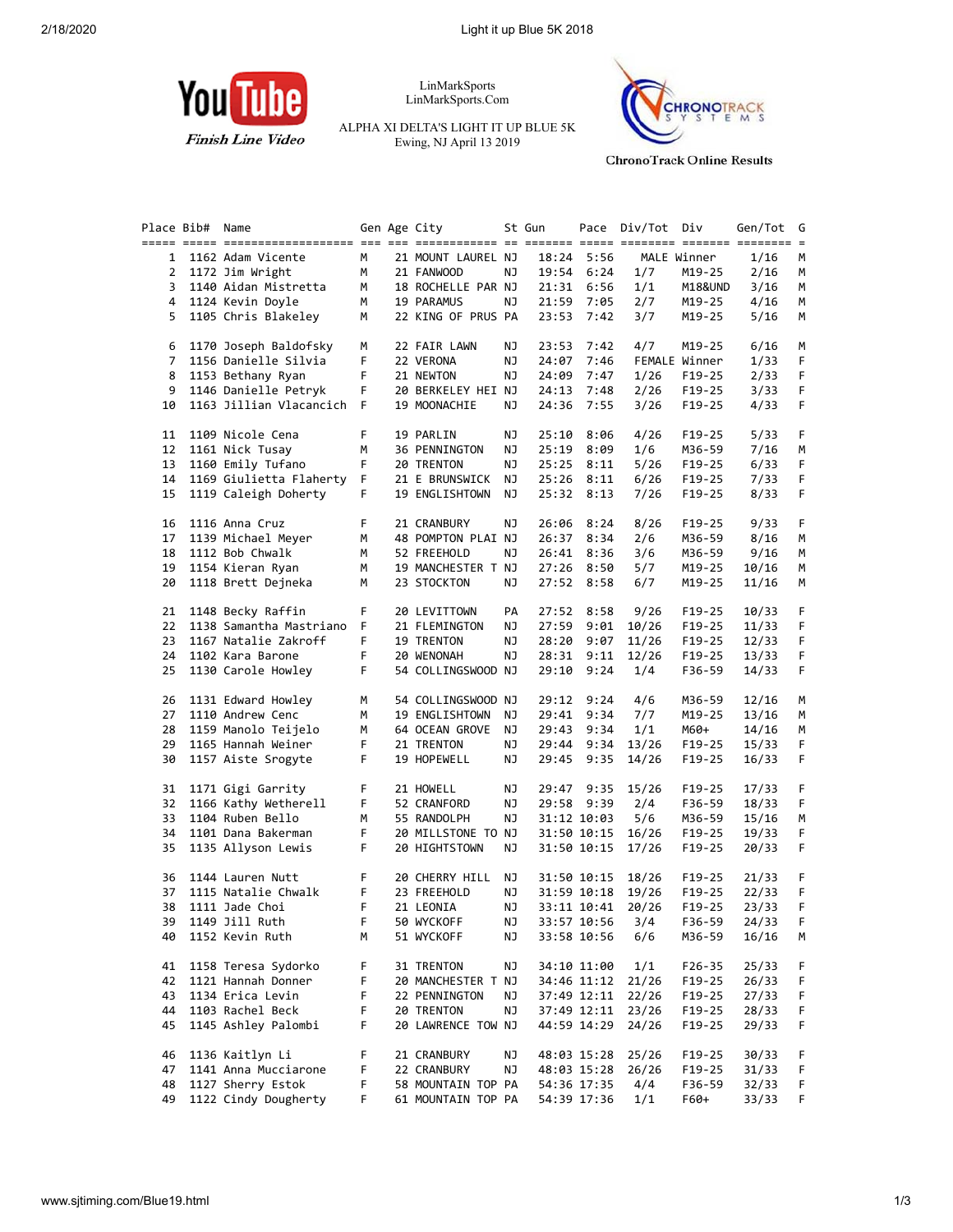Light it up Blue 5K 2018

YouTube Finish Line Video

LinMarkSports
LinMarkSports.Com

ALPHA XI DELTA'S LIGHT IT UP BLUE 5K
Ewing, NJ April 13 2019

CHRONOTRACK SYSTEMS
ChronoTrack Online Results

| Place | Bib# | Name | Gen | Age | City | St | Gun | Pace | Div/Tot | Div | Gen/Tot | G |
|---|---|---|---|---|---|---|---|---|---|---|---|---|
| 1 | 1162 | Adam Vicente | M | 21 | MOUNT LAUREL | NJ | 18:24 | 5:56 | MALE | Winner | 1/16 | M |
| 2 | 1172 | Jim Wright | M | 21 | FANWOOD | NJ | 19:54 | 6:24 | 1/7 | M19-25 | 2/16 | M |
| 3 | 1140 | Aidan Mistretta | M | 18 | ROCHELLE PAR | NJ | 21:31 | 6:56 | 1/1 | M18&UND | 3/16 | M |
| 4 | 1124 | Kevin Doyle | M | 19 | PARAMUS | NJ | 21:59 | 7:05 | 2/7 | M19-25 | 4/16 | M |
| 5 | 1105 | Chris Blakeley | M | 22 | KING OF PRUS | PA | 23:53 | 7:42 | 3/7 | M19-25 | 5/16 | M |
| 6 | 1170 | Joseph Baldofsky | M | 22 | FAIR LAWN | NJ | 23:53 | 7:42 | 4/7 | M19-25 | 6/16 | M |
| 7 | 1156 | Danielle Silvia | F | 22 | VERONA | NJ | 24:07 | 7:46 | FEMALE | Winner | 1/33 | F |
| 8 | 1153 | Bethany Ryan | F | 21 | NEWTON | NJ | 24:09 | 7:47 | 1/26 | F19-25 | 2/33 | F |
| 9 | 1146 | Danielle Petryk | F | 20 | BERKELEY HEI | NJ | 24:13 | 7:48 | 2/26 | F19-25 | 3/33 | F |
| 10 | 1163 | Jillian Vlacancich | F | 19 | MOONACHIE | NJ | 24:36 | 7:55 | 3/26 | F19-25 | 4/33 | F |
| 11 | 1109 | Nicole Cena | F | 19 | PARLIN | NJ | 25:10 | 8:06 | 4/26 | F19-25 | 5/33 | F |
| 12 | 1161 | Nick Tusay | M | 36 | PENNINGTON | NJ | 25:19 | 8:09 | 1/6 | M36-59 | 7/16 | M |
| 13 | 1160 | Emily Tufano | F | 20 | TRENTON | NJ | 25:25 | 8:11 | 5/26 | F19-25 | 6/33 | F |
| 14 | 1169 | Giulietta Flaherty | F | 21 | E BRUNSWICK | NJ | 25:26 | 8:11 | 6/26 | F19-25 | 7/33 | F |
| 15 | 1119 | Caleigh Doherty | F | 19 | ENGLISHTOWN | NJ | 25:32 | 8:13 | 7/26 | F19-25 | 8/33 | F |
| 16 | 1116 | Anna Cruz | F | 21 | CRANBURY | NJ | 26:06 | 8:24 | 8/26 | F19-25 | 9/33 | F |
| 17 | 1139 | Michael Meyer | M | 48 | POMPTON PLAI | NJ | 26:37 | 8:34 | 2/6 | M36-59 | 8/16 | M |
| 18 | 1112 | Bob Chwalk | M | 52 | FREEHOLD | NJ | 26:41 | 8:36 | 3/6 | M36-59 | 9/16 | M |
| 19 | 1154 | Kieran Ryan | M | 19 | MANCHESTER T | NJ | 27:26 | 8:50 | 5/7 | M19-25 | 10/16 | M |
| 20 | 1118 | Brett Dejneka | M | 23 | STOCKTON | NJ | 27:52 | 8:58 | 6/7 | M19-25 | 11/16 | M |
| 21 | 1148 | Becky Raffin | F | 20 | LEVITTOWN | PA | 27:52 | 8:58 | 9/26 | F19-25 | 10/33 | F |
| 22 | 1138 | Samantha Mastriano | F | 21 | FLEMINGTON | NJ | 27:59 | 9:01 | 10/26 | F19-25 | 11/33 | F |
| 23 | 1167 | Natalie Zakroff | F | 19 | TRENTON | NJ | 28:20 | 9:07 | 11/26 | F19-25 | 12/33 | F |
| 24 | 1102 | Kara Barone | F | 20 | WENONAH | NJ | 28:31 | 9:11 | 12/26 | F19-25 | 13/33 | F |
| 25 | 1130 | Carole Howley | F | 54 | COLLINGSWOOD | NJ | 29:10 | 9:24 | 1/4 | F36-59 | 14/33 | F |
| 26 | 1131 | Edward Howley | M | 54 | COLLINGSWOOD | NJ | 29:12 | 9:24 | 4/6 | M36-59 | 12/16 | M |
| 27 | 1110 | Andrew Cenc | M | 19 | ENGLISHTOWN | NJ | 29:41 | 9:34 | 7/7 | M19-25 | 13/16 | M |
| 28 | 1159 | Manolo Teijelo | M | 64 | OCEAN GROVE | NJ | 29:43 | 9:34 | 1/1 | M60+ | 14/16 | M |
| 29 | 1165 | Hannah Weiner | F | 21 | TRENTON | NJ | 29:44 | 9:34 | 13/26 | F19-25 | 15/33 | F |
| 30 | 1157 | Aiste Srogyte | F | 19 | HOPEWELL | NJ | 29:45 | 9:35 | 14/26 | F19-25 | 16/33 | F |
| 31 | 1171 | Gigi Garrity | F | 21 | HOWELL | NJ | 29:47 | 9:35 | 15/26 | F19-25 | 17/33 | F |
| 32 | 1166 | Kathy Wetherell | F | 52 | CRANFORD | NJ | 29:58 | 9:39 | 2/4 | F36-59 | 18/33 | F |
| 33 | 1104 | Ruben Bello | M | 55 | RANDOLPH | NJ | 31:12 | 10:03 | 5/6 | M36-59 | 15/16 | M |
| 34 | 1101 | Dana Bakerman | F | 20 | MILLSTONE TO | NJ | 31:50 | 10:15 | 16/26 | F19-25 | 19/33 | F |
| 35 | 1135 | Allyson Lewis | F | 20 | HIGHTSTOWN | NJ | 31:50 | 10:15 | 17/26 | F19-25 | 20/33 | F |
| 36 | 1144 | Lauren Nutt | F | 20 | CHERRY HILL | NJ | 31:50 | 10:15 | 18/26 | F19-25 | 21/33 | F |
| 37 | 1115 | Natalie Chwalk | F | 23 | FREEHOLD | NJ | 31:59 | 10:18 | 19/26 | F19-25 | 22/33 | F |
| 38 | 1111 | Jade Choi | F | 21 | LEONIA | NJ | 33:11 | 10:41 | 20/26 | F19-25 | 23/33 | F |
| 39 | 1149 | Jill Ruth | F | 50 | WYCKOFF | NJ | 33:57 | 10:56 | 3/4 | F36-59 | 24/33 | F |
| 40 | 1152 | Kevin Ruth | M | 51 | WYCKOFF | NJ | 33:58 | 10:56 | 6/6 | M36-59 | 16/16 | M |
| 41 | 1158 | Teresa Sydorko | F | 31 | TRENTON | NJ | 34:10 | 11:00 | 1/1 | F26-35 | 25/33 | F |
| 42 | 1121 | Hannah Donner | F | 20 | MANCHESTER T | NJ | 34:46 | 11:12 | 21/26 | F19-25 | 26/33 | F |
| 43 | 1134 | Erica Levin | F | 22 | PENNINGTON | NJ | 37:49 | 12:11 | 22/26 | F19-25 | 27/33 | F |
| 44 | 1103 | Rachel Beck | F | 20 | TRENTON | NJ | 37:49 | 12:11 | 23/26 | F19-25 | 28/33 | F |
| 45 | 1145 | Ashley Palombi | F | 20 | LAWRENCE TOW | NJ | 44:59 | 14:29 | 24/26 | F19-25 | 29/33 | F |
| 46 | 1136 | Kaitlyn Li | F | 21 | CRANBURY | NJ | 48:03 | 15:28 | 25/26 | F19-25 | 30/33 | F |
| 47 | 1141 | Anna Mucciarone | F | 22 | CRANBURY | NJ | 48:03 | 15:28 | 26/26 | F19-25 | 31/33 | F |
| 48 | 1127 | Sherry Estok | F | 58 | MOUNTAIN TOP | PA | 54:36 | 17:35 | 4/4 | F36-59 | 32/33 | F |
| 49 | 1122 | Cindy Dougherty | F | 61 | MOUNTAIN TOP | PA | 54:39 | 17:36 | 1/1 | F60+ | 33/33 | F |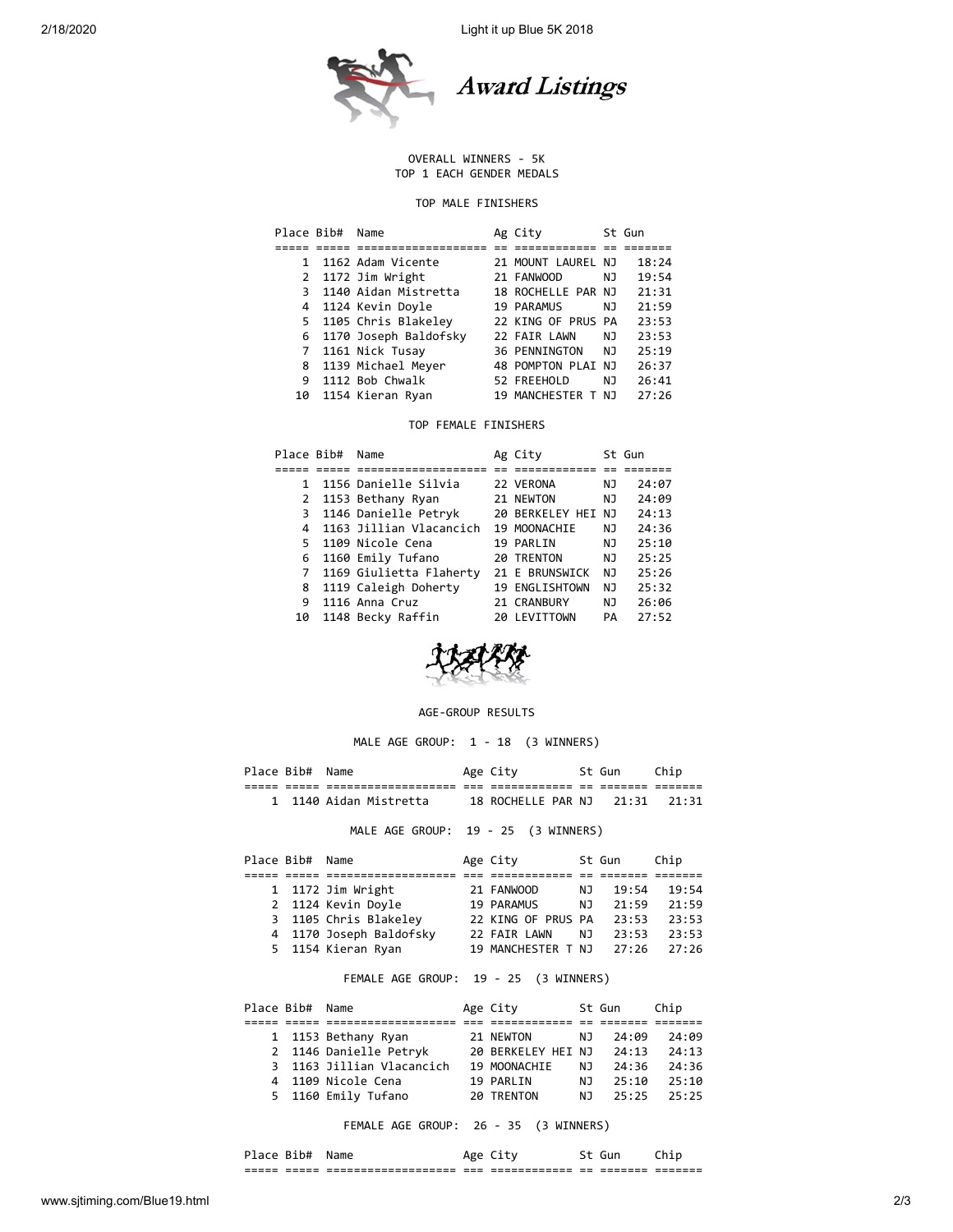# Award Listings

OVERALL WINNERS - 5K
TOP 1 EACH GENDER MEDALS

## TOP MALE FINISHERS

| Place | Bib# | Name | Ag | City | St | Gun |
|---|---|---|---|---|---|---|
| 1 | 1162 | Adam Vicente | 21 | MOUNT LAUREL | NJ | 18:24 |
| 2 | 1172 | Jim Wright | 21 | FANWOOD | NJ | 19:54 |
| 3 | 1140 | Aidan Mistretta | 18 | ROCHELLE PAR | NJ | 21:31 |
| 4 | 1124 | Kevin Doyle | 19 | PARAMUS | NJ | 21:59 |
| 5 | 1105 | Chris Blakeley | 22 | KING OF PRUS | PA | 23:53 |
| 6 | 1170 | Joseph Baldofsky | 22 | FAIR LAWN | NJ | 23:53 |
| 7 | 1161 | Nick Tusay | 36 | PENNINGTON | NJ | 25:19 |
| 8 | 1139 | Michael Meyer | 48 | POMPTON PLAI | NJ | 26:37 |
| 9 | 1112 | Bob Chwalk | 52 | FREEHOLD | NJ | 26:41 |
| 10 | 1154 | Kieran Ryan | 19 | MANCHESTER T | NJ | 27:26 |

## TOP FEMALE FINISHERS

| Place | Bib# | Name | Ag | City | St | Gun |
|---|---|---|---|---|---|---|
| 1 | 1156 | Danielle Silvia | 22 | VERONA | NJ | 24:07 |
| 2 | 1153 | Bethany Ryan | 21 | NEWTON | NJ | 24:09 |
| 3 | 1146 | Danielle Petryk | 20 | BERKELEY HEI | NJ | 24:13 |
| 4 | 1163 | Jillian Vlacancich | 19 | MOONACHIE | NJ | 24:36 |
| 5 | 1109 | Nicole Cena | 19 | PARLIN | NJ | 25:10 |
| 6 | 1160 | Emily Tufano | 20 | TRENTON | NJ | 25:25 |
| 7 | 1169 | Giulietta Flaherty | 21 | E BRUNSWICK | NJ | 25:26 |
| 8 | 1119 | Caleigh Doherty | 19 | ENGLISHTOWN | NJ | 25:32 |
| 9 | 1116 | Anna Cruz | 21 | CRANBURY | NJ | 26:06 |
| 10 | 1148 | Becky Raffin | 20 | LEVITTOWN | PA | 27:52 |

## AGE-GROUP RESULTS

### MALE AGE GROUP: 1 - 18 (3 WINNERS)

| Place | Bib# | Name | Age | City | St | Gun | Chip |
|---|---|---|---|---|---|---|---|
| 1 | 1140 | Aidan Mistretta | 18 | ROCHELLE PAR | NJ | 21:31 | 21:31 |

### MALE AGE GROUP: 19 - 25 (3 WINNERS)

| Place | Bib# | Name | Age | City | St | Gun | Chip |
|---|---|---|---|---|---|---|---|
| 1 | 1172 | Jim Wright | 21 | FANWOOD | NJ | 19:54 | 19:54 |
| 2 | 1124 | Kevin Doyle | 19 | PARAMUS | NJ | 21:59 | 21:59 |
| 3 | 1105 | Chris Blakeley | 22 | KING OF PRUS | PA | 23:53 | 23:53 |
| 4 | 1170 | Joseph Baldofsky | 22 | FAIR LAWN | NJ | 23:53 | 23:53 |
| 5 | 1154 | Kieran Ryan | 19 | MANCHESTER T | NJ | 27:26 | 27:26 |

### FEMALE AGE GROUP: 19 - 25 (3 WINNERS)

| Place | Bib# | Name | Age | City | St | Gun | Chip |
|---|---|---|---|---|---|---|---|
| 1 | 1153 | Bethany Ryan | 21 | NEWTON | NJ | 24:09 | 24:09 |
| 2 | 1146 | Danielle Petryk | 20 | BERKELEY HEI | NJ | 24:13 | 24:13 |
| 3 | 1163 | Jillian Vlacancich | 19 | MOONACHIE | NJ | 24:36 | 24:36 |
| 4 | 1109 | Nicole Cena | 19 | PARLIN | NJ | 25:10 | 25:10 |
| 5 | 1160 | Emily Tufano | 20 | TRENTON | NJ | 25:25 | 25:25 |

### FEMALE AGE GROUP: 26 - 35 (3 WINNERS)

| Place | Bib# | Name | Age | City | St | Gun | Chip |
|---|---|---|---|---|---|---|---|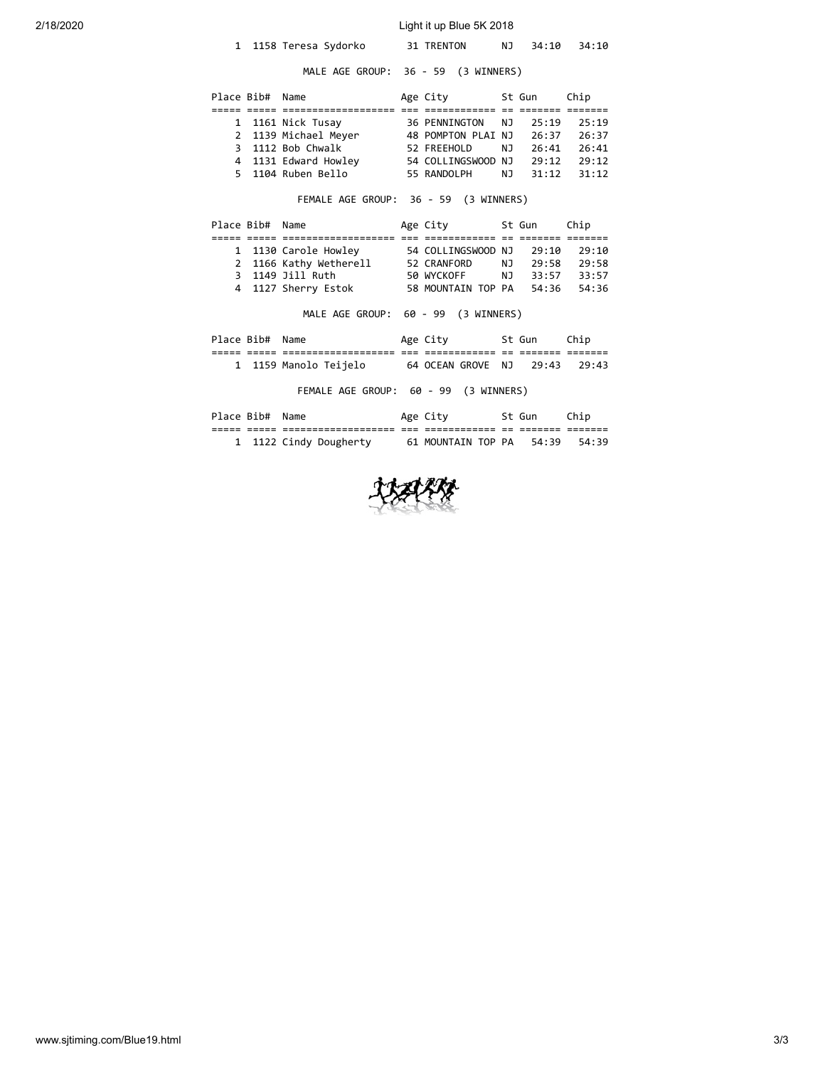| Place | Bib# | Name | Age | City | St | Gun | Chip |
|---|---|---|---|---|---|---|---|
| 1 | 1158 | Teresa Sydorko | 31 | TRENTON | NJ | 34:10 | 34:10 |

MALE AGE GROUP: 36 - 59 (3 WINNERS)

| Place | Bib# | Name | Age | City | St | Gun | Chip |
|---|---|---|---|---|---|---|---|
| 1 | 1161 | Nick Tusay | 36 | PENNINGTON | NJ | 25:19 | 25:19 |
| 2 | 1139 | Michael Meyer | 48 | POMPTON PLAI | NJ | 26:37 | 26:37 |
| 3 | 1112 | Bob Chwalk | 52 | FREEHOLD | NJ | 26:41 | 26:41 |
| 4 | 1131 | Edward Howley | 54 | COLLINGSWOOD | NJ | 29:12 | 29:12 |
| 5 | 1104 | Ruben Bello | 55 | RANDOLPH | NJ | 31:12 | 31:12 |

FEMALE AGE GROUP: 36 - 59 (3 WINNERS)

| Place | Bib# | Name | Age | City | St | Gun | Chip |
|---|---|---|---|---|---|---|---|
| 1 | 1130 | Carole Howley | 54 | COLLINGSWOOD | NJ | 29:10 | 29:10 |
| 2 | 1166 | Kathy Wetherell | 52 | CRANFORD | NJ | 29:58 | 29:58 |
| 3 | 1149 | Jill Ruth | 50 | WYCKOFF | NJ | 33:57 | 33:57 |
| 4 | 1127 | Sherry Estok | 58 | MOUNTAIN TOP | PA | 54:36 | 54:36 |

MALE AGE GROUP: 60 - 99 (3 WINNERS)

| Place | Bib# | Name | Age | City | St | Gun | Chip |
|---|---|---|---|---|---|---|---|
| 1 | 1159 | Manolo Teijelo | 64 | OCEAN GROVE | NJ | 29:43 | 29:43 |

FEMALE AGE GROUP: 60 - 99 (3 WINNERS)

| Place | Bib# | Name | Age | City | St | Gun | Chip |
|---|---|---|---|---|---|---|---|
| 1 | 1122 | Cindy Dougherty | 61 | MOUNTAIN TOP | PA | 54:39 | 54:39 |